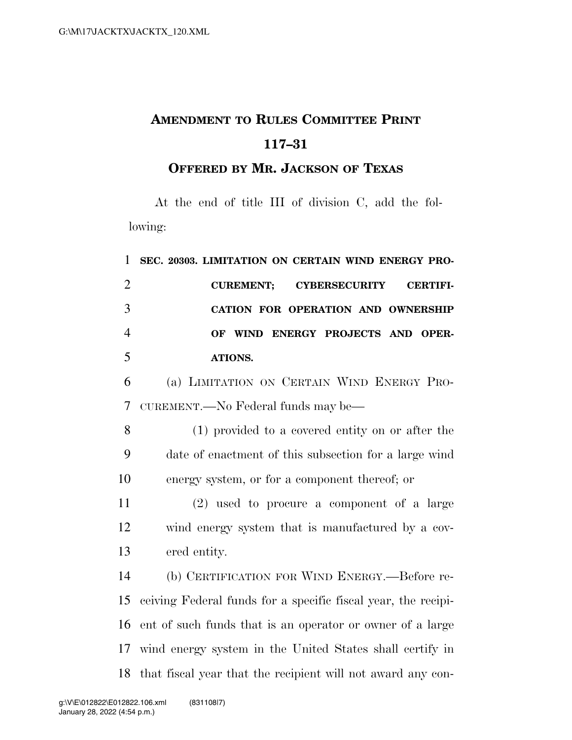# AMENDMENT TO RULES COMMITTEE PRINT 117–31

## OFFERED BY MR. JACKSON OF TEXAS

At the end of title III of division C, add the following:

**SEC. 20303. LIMITATION ON CERTAIN WIND ENERGY PROCUREMENT; CYBERSECURITY CERTIFICATION FOR OPERATION AND OWNERSHIP OF WIND ENERGY PROJECTS AND OPERATIONS.**

(a) LIMITATION ON CERTAIN WIND ENERGY PROCUREMENT.—No Federal funds may be—

(1) provided to a covered entity on or after the date of enactment of this subsection for a large wind energy system, or for a component thereof; or

(2) used to procure a component of a large wind energy system that is manufactured by a covered entity.

(b) CERTIFICATION FOR WIND ENERGY.—Before receiving Federal funds for a specific fiscal year, the recipient of such funds that is an operator or owner of a large wind energy system in the United States shall certify in that fiscal year that the recipient will not award any con-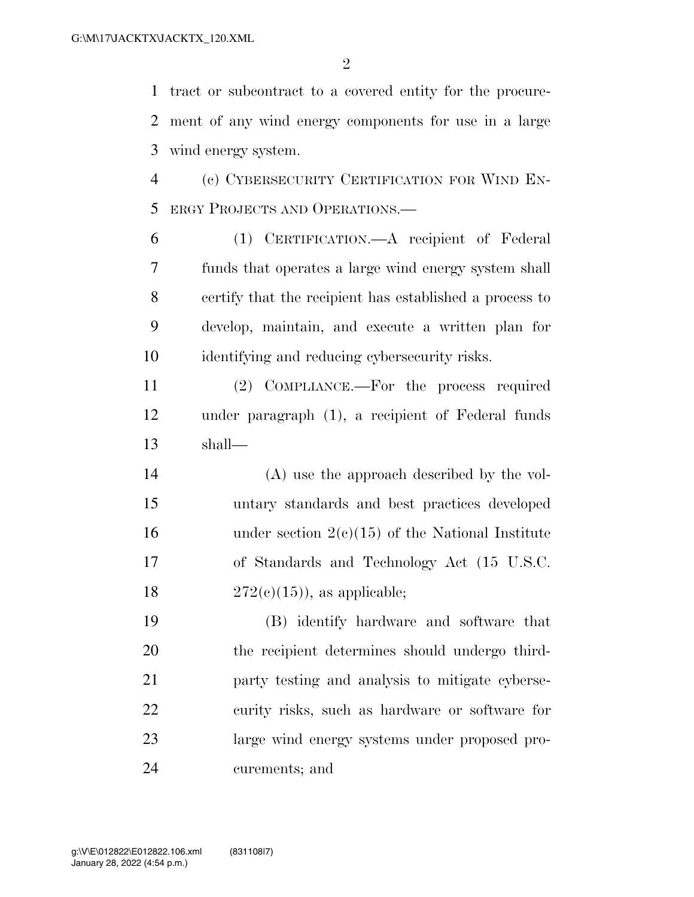tract or subcontract to a covered entity for the procurement of any wind energy components for use in a large wind energy system.

(c) CYBERSECURITY CERTIFICATION FOR WIND ENERGY PROJECTS AND OPERATIONS.—

(1) CERTIFICATION.—A recipient of Federal funds that operates a large wind energy system shall certify that the recipient has established a process to develop, maintain, and execute a written plan for identifying and reducing cybersecurity risks.

(2) COMPLIANCE.—For the process required under paragraph (1), a recipient of Federal funds shall—

(A) use the approach described by the voluntary standards and best practices developed under section 2(c)(15) of the National Institute of Standards and Technology Act (15 U.S.C. 272(c)(15)), as applicable;

(B) identify hardware and software that the recipient determines should undergo third-party testing and analysis to mitigate cybersecurity risks, such as hardware or software for large wind energy systems under proposed procurements; and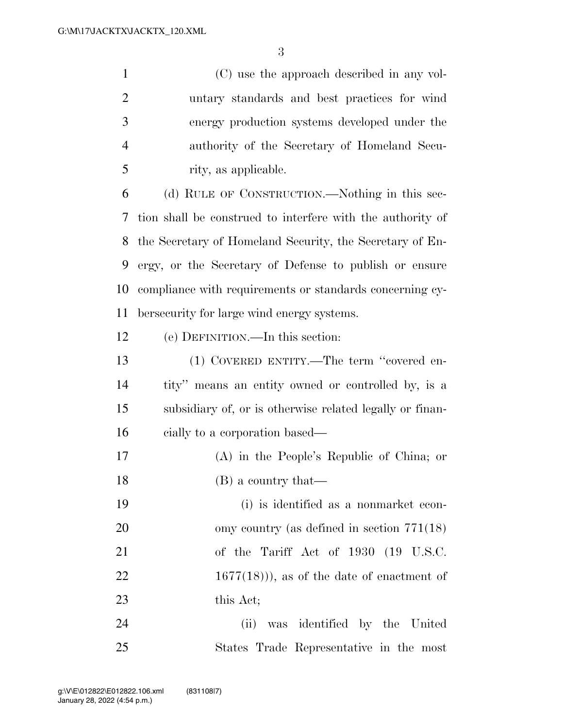(C) use the approach described in any voluntary standards and best practices for wind energy production systems developed under the authority of the Secretary of Homeland Security, as applicable.

(d) RULE OF CONSTRUCTION.—Nothing in this section shall be construed to interfere with the authority of the Secretary of Homeland Security, the Secretary of Energy, or the Secretary of Defense to publish or ensure compliance with requirements or standards concerning cybersecurity for large wind energy systems.

(e) DEFINITION.—In this section:

(1) COVERED ENTITY.—The term ''covered entity'' means an entity owned or controlled by, is a subsidiary of, or is otherwise related legally or financially to a corporation based—

(A) in the People's Republic of China; or

(B) a country that—

(i) is identified as a nonmarket economy country (as defined in section 771(18) of the Tariff Act of 1930 (19 U.S.C. 1677(18))), as of the date of enactment of this Act;

(ii) was identified by the United States Trade Representative in the most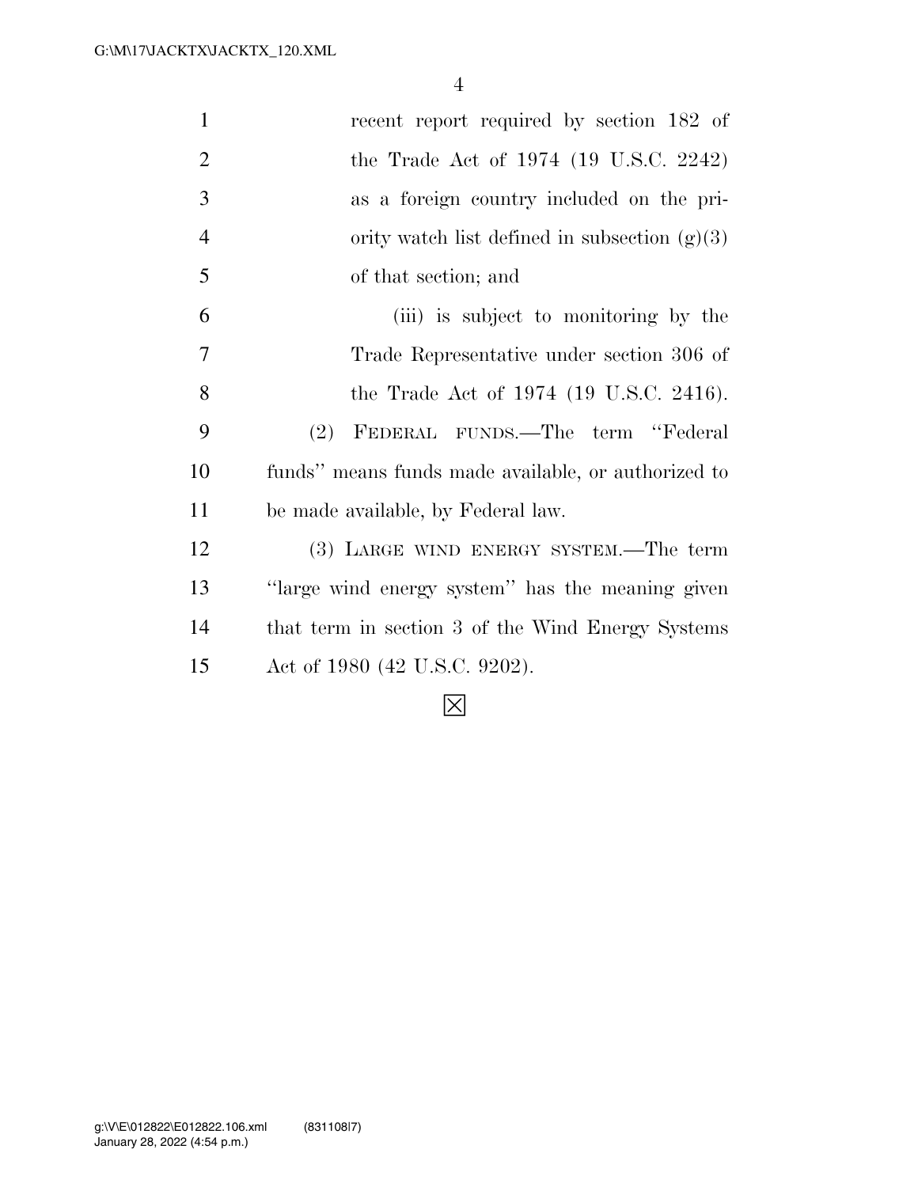recent report required by section 182 of the Trade Act of 1974 (19 U.S.C. 2242) as a foreign country included on the priority watch list defined in subsection (g)(3) of that section; and

(iii) is subject to monitoring by the Trade Representative under section 306 of the Trade Act of 1974 (19 U.S.C. 2416).

(2) FEDERAL FUNDS.—The term "Federal funds" means funds made available, or authorized to be made available, by Federal law.

(3) LARGE WIND ENERGY SYSTEM.—The term "large wind energy system" has the meaning given that term in section 3 of the Wind Energy Systems Act of 1980 (42 U.S.C. 9202).